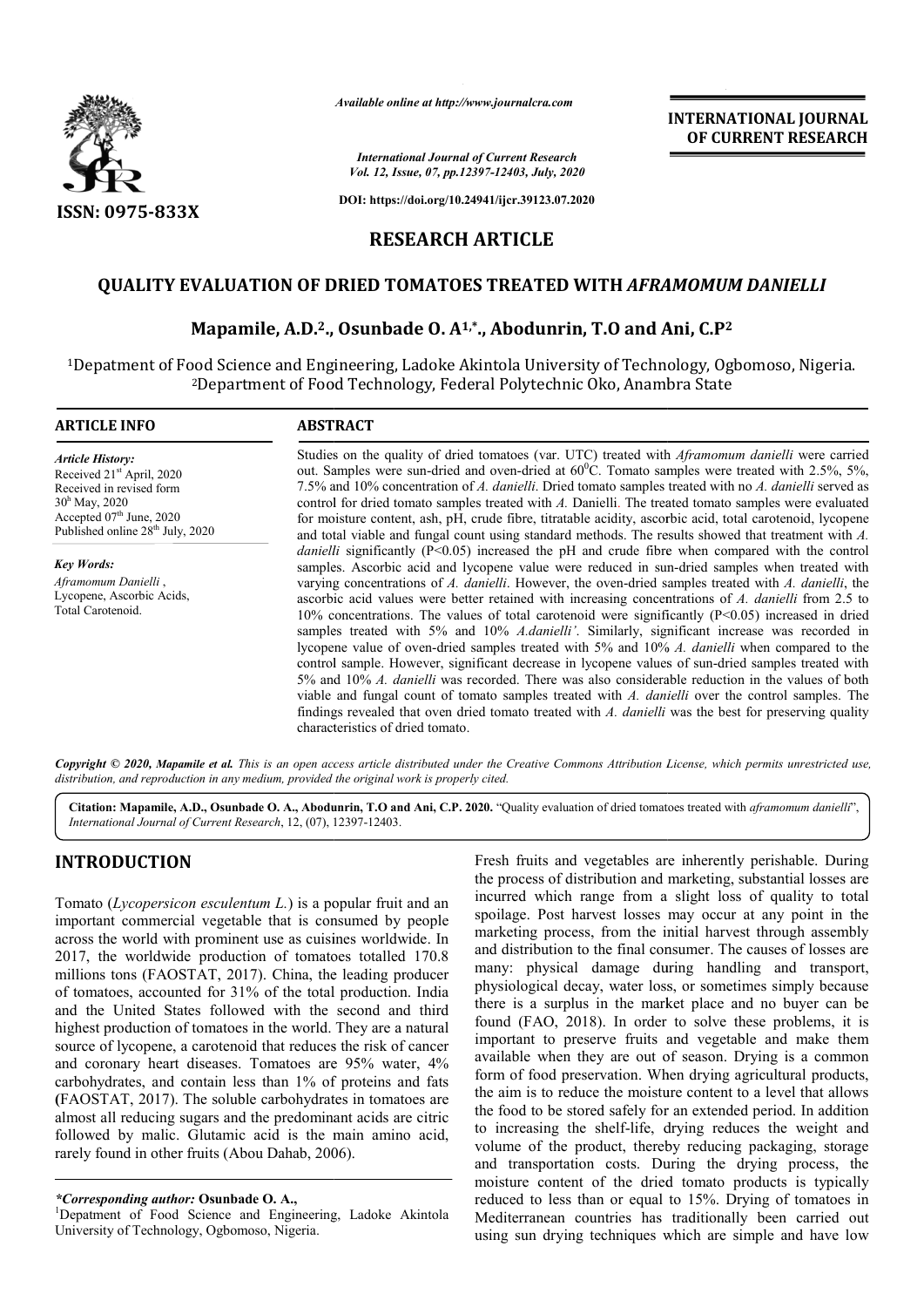# RESEARCH ARTICLE

## QUALITY EVALUATION OF DRIED TOMATOES TREATED WITH *AFRAMOMUM DANIELLI*

**Mapamile, A.D.[2], Osunbade O. A[1,*]., Abodunrin, T.O and Ani, C.P[2]**

[1]Depatment of Food Science and Engineering, Ladoke Akintola University of Technology, Ogbomoso, Nigeria.
[2]Department of Food Technology, Federal Polytechnic Oko, Anambra State

### ARTICLE INFO

*Article History:*
Received 21[st] April, 2020
Received in revised form 30[th] May, 2020
Accepted 07[th] June, 2020
Published online 28[th] July, 2020

*Key Words:*
*Aframomum Danielli* ,
Lycopene, Ascorbic Acids,
Total Carotenoid.

### ABSTRACT

Studies on the quality of dried tomatoes (var. UTC) treated with *Aframomum danielli* were carried out. Samples were sun-dried and oven-dried at 60$^0$C. Tomato samples were treated with 2.5%, 5%, 7.5% and 10% concentration of *A. danielli*. Dried tomato samples treated with no *A. danielli* served as control for dried tomato samples treated with *A.* Danielli. The treated tomato samples were evaluated for moisture content, ash, pH, crude fibre, titratable acidity, ascorbic acid, total carotenoid, lycopene and total viable and fungal count using standard methods. The results showed that treatment with *A. danielli* significantly (P<0.05) increased the pH and crude fibre when compared with the control samples. Ascorbic acid and lycopene value were reduced in sun-dried samples when treated with varying concentrations of *A. danielli*. However, the oven-dried samples treated with *A. danielli*, the ascorbic acid values were better retained with increasing concentrations of *A. danielli* from 2.5 to 10% concentrations. The values of total carotenoid were significantly (P<0.05) increased in dried samples treated with 5% and 10% *A.danielli'*. Similarly, significant increase was recorded in lycopene value of oven-dried samples treated with 5% and 10% *A. danielli* when compared to the control sample. However, significant decrease in lycopene values of sun-dried samples treated with 5% and 10% *A. danielli* was recorded. There was also considerable reduction in the values of both viable and fungal count of tomato samples treated with *A. danielli* over the control samples. The findings revealed that oven dried tomato treated with *A. danielli* was the best for preserving quality characteristics of dried tomato.

*Copyright © 2020, Mapamile et al. This is an open access article distributed under the Creative Commons Attribution License, which permits unrestricted use, distribution, and reproduction in any medium, provided the original work is properly cited.*

**Citation: Mapamile, A.D., Osunbade O. A., Abodunrin, T.O and Ani, C.P. 2020.** "Quality evaluation of dried tomatoes treated with *aframomum danielli*", *International Journal of Current Research*, 12, (07), 12397-12403.

## INTRODUCTION

Tomato (*Lycopersicon esculentum L.*) is a popular fruit and an important commercial vegetable that is consumed by people across the world with prominent use as cuisines worldwide. In 2017, the worldwide production of tomatoes totalled 170.8 millions tons (FAOSTAT, 2017). China, the leading producer of tomatoes, accounted for 31% of the total production. India and the United States followed with the second and third highest production of tomatoes in the world. They are a natural source of lycopene, a carotenoid that reduces the risk of cancer and coronary heart diseases. Tomatoes are 95% water, 4% carbohydrates, and contain less than 1% of proteins and fats (FAOSTAT, 2017). The soluble carbohydrates in tomatoes are almost all reducing sugars and the predominant acids are citric followed by malic. Glutamic acid is the main amino acid, rarely found in other fruits (Abou Dahab, 2006).

Fresh fruits and vegetables are inherently perishable. During the process of distribution and marketing, substantial losses are incurred which range from a slight loss of quality to total spoilage. Post harvest losses may occur at any point in the marketing process, from the initial harvest through assembly and distribution to the final consumer. The causes of losses are many: physical damage during handling and transport, physiological decay, water loss, or sometimes simply because there is a surplus in the market place and no buyer can be found (FAO, 2018). In order to solve these problems, it is important to preserve fruits and vegetable and make them available when they are out of season. Drying is a common form of food preservation. When drying agricultural products, the aim is to reduce the moisture content to a level that allows the food to be stored safely for an extended period. In addition to increasing the shelf-life, drying reduces the weight and volume of the product, thereby reducing packaging, storage and transportation costs. During the drying process, the moisture content of the dried tomato products is typically reduced to less than or equal to 15%. Drying of tomatoes in Mediterranean countries has traditionally been carried out using sun drying techniques which are simple and have low

*\*Corresponding author:* **Osunbade O. A.,**
[1]Depatment of Food Science and Engineering, Ladoke Akintola University of Technology, Ogbomoso, Nigeria.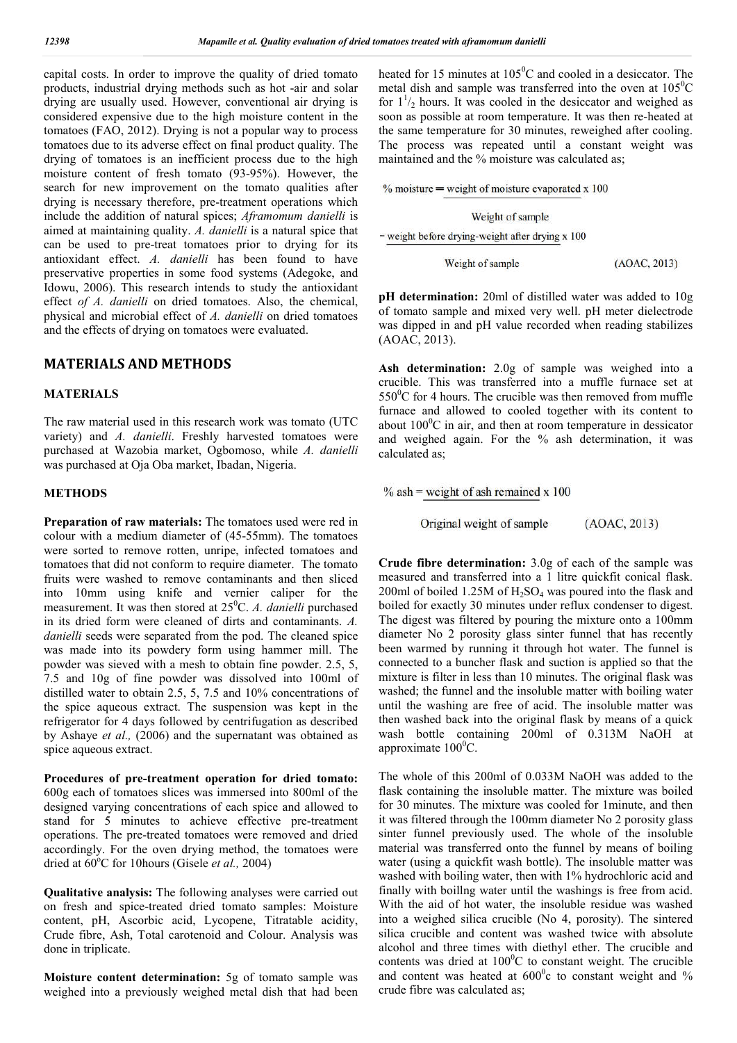capital costs. In order to improve the quality of dried tomato products, industrial drying methods such as hot -air and solar drying are usually used. However, conventional air drying is considered expensive due to the high moisture content in the tomatoes (FAO, 2012). Drying is not a popular way to process tomatoes due to its adverse effect on final product quality. The drying of tomatoes is an inefficient process due to the high moisture content of fresh tomato (93-95%). However, the search for new improvement on the tomato qualities after drying is necessary therefore, pre-treatment operations which include the addition of natural spices; *Aframomum danielli* is aimed at maintaining quality. *A. danielli* is a natural spice that can be used to pre-treat tomatoes prior to drying for its antioxidant effect. *A. danielli* has been found to have preservative properties in some food systems (Adegoke, and Idowu, 2006). This research intends to study the antioxidant effect *of A. danielli* on dried tomatoes. Also, the chemical, physical and microbial effect of *A. danielli* on dried tomatoes and the effects of drying on tomatoes were evaluated.

# MATERIALS AND METHODS

## MATERIALS

The raw material used in this research work was tomato (UTC variety) and *A. danielli*. Freshly harvested tomatoes were purchased at Wazobia market, Ogbomoso, while *A. danielli* was purchased at Oja Oba market, Ibadan, Nigeria.

## METHODS

**Preparation of raw materials:** The tomatoes used were red in colour with a medium diameter of (45-55mm). The tomatoes were sorted to remove rotten, unripe, infected tomatoes and tomatoes that did not conform to require diameter. The tomato fruits were washed to remove contaminants and then sliced into 10mm using knife and vernier caliper for the measurement. It was then stored at 25$^0$C. *A. danielli* purchased in its dried form were cleaned of dirts and contaminants. *A. danielli* seeds were separated from the pod. The cleaned spice was made into its powdery form using hammer mill. The powder was sieved with a mesh to obtain fine powder. 2.5, 5, 7.5 and 10g of fine powder was dissolved into 100ml of distilled water to obtain 2.5, 5, 7.5 and 10% concentrations of the spice aqueous extract. The suspension was kept in the refrigerator for 4 days followed by centrifugation as described by Ashaye *et al.,* (2006) and the supernatant was obtained as spice aqueous extract.

**Procedures of pre-treatment operation for dried tomato:** 600g each of tomatoes slices was immersed into 800ml of the designed varying concentrations of each spice and allowed to stand for 5 minutes to achieve effective pre-treatment operations. The pre-treated tomatoes were removed and dried accordingly. For the oven drying method, the tomatoes were dried at 60$^o$C for 10hours (Gisele *et al.,* 2004)

**Qualitative analysis:** The following analyses were carried out on fresh and spice-treated dried tomato samples: Moisture content, pH, Ascorbic acid, Lycopene, Titratable acidity, Crude fibre, Ash, Total carotenoid and Colour. Analysis was done in triplicate.

**Moisture content determination:** 5g of tomato sample was weighed into a previously weighed metal dish that had been heated for 15 minutes at 105$^0$C and cooled in a desiccator. The metal dish and sample was transferred into the oven at 105$^0$C for 1$^1/_2$ hours. It was cooled in the desiccator and weighed as soon as possible at room temperature. It was then re-heated at the same temperature for 30 minutes, reweighed after cooling. The process was repeated until a constant weight was maintained and the % moisture was calculated as;

$$\%\ \text{moisture} = \frac{\text{weight of moisture evaporated} \times 100}{\text{Weight of sample}}$$

$$= \frac{\text{weight before drying-weight after drying} \times 100}{\text{Weight of sample}} \quad \text{(AOAC, 2013)}$$

**pH determination:** 20ml of distilled water was added to 10g of tomato sample and mixed very well. pH meter dielectrode was dipped in and pH value recorded when reading stabilizes (AOAC, 2013).

**Ash determination:** 2.0g of sample was weighed into a crucible. This was transferred into a muffle furnace set at 550$^0$C for 4 hours. The crucible was then removed from muffle furnace and allowed to cooled together with its content to about 100$^0$C in air, and then at room temperature in dessicator and weighed again. For the % ash determination, it was calculated as;

$$\%\ \text{ash} = \frac{\text{weight of ash remained} \times 100}{\text{Original weight of sample}} \quad \text{(AOAC, 2013)}$$

**Crude fibre determination:** 3.0g of each of the sample was measured and transferred into a 1 litre quickfit conical flask. 200ml of boiled 1.25M of $H_2SO_4$ was poured into the flask and boiled for exactly 30 minutes under reflux condenser to digest. The digest was filtered by pouring the mixture onto a 100mm diameter No 2 porosity glass sinter funnel that has recently been warmed by running it through hot water. The funnel is connected to a buncher flask and suction is applied so that the mixture is filter in less than 10 minutes. The original flask was washed; the funnel and the insoluble matter with boiling water until the washing are free of acid. The insoluble matter was then washed back into the original flask by means of a quick wash bottle containing 200ml of 0.313M NaOH at approximate 100$^0$C.

The whole of this 200ml of 0.033M NaOH was added to the flask containing the insoluble matter. The mixture was boiled for 30 minutes. The mixture was cooled for 1minute, and then it was filtered through the 100mm diameter No 2 porosity glass sinter funnel previously used. The whole of the insoluble material was transferred onto the funnel by means of boiling water (using a quickfit wash bottle). The insoluble matter was washed with boiling water, then with 1% hydrochloric acid and finally with boillng water until the washings is free from acid. With the aid of hot water, the insoluble residue was washed into a weighed silica crucible (No 4, porosity). The sintered silica crucible and content was washed twice with absolute alcohol and three times with diethyl ether. The crucible and contents was dried at 100$^0$C to constant weight. The crucible and content was heated at 600$^0$c to constant weight and % crude fibre was calculated as;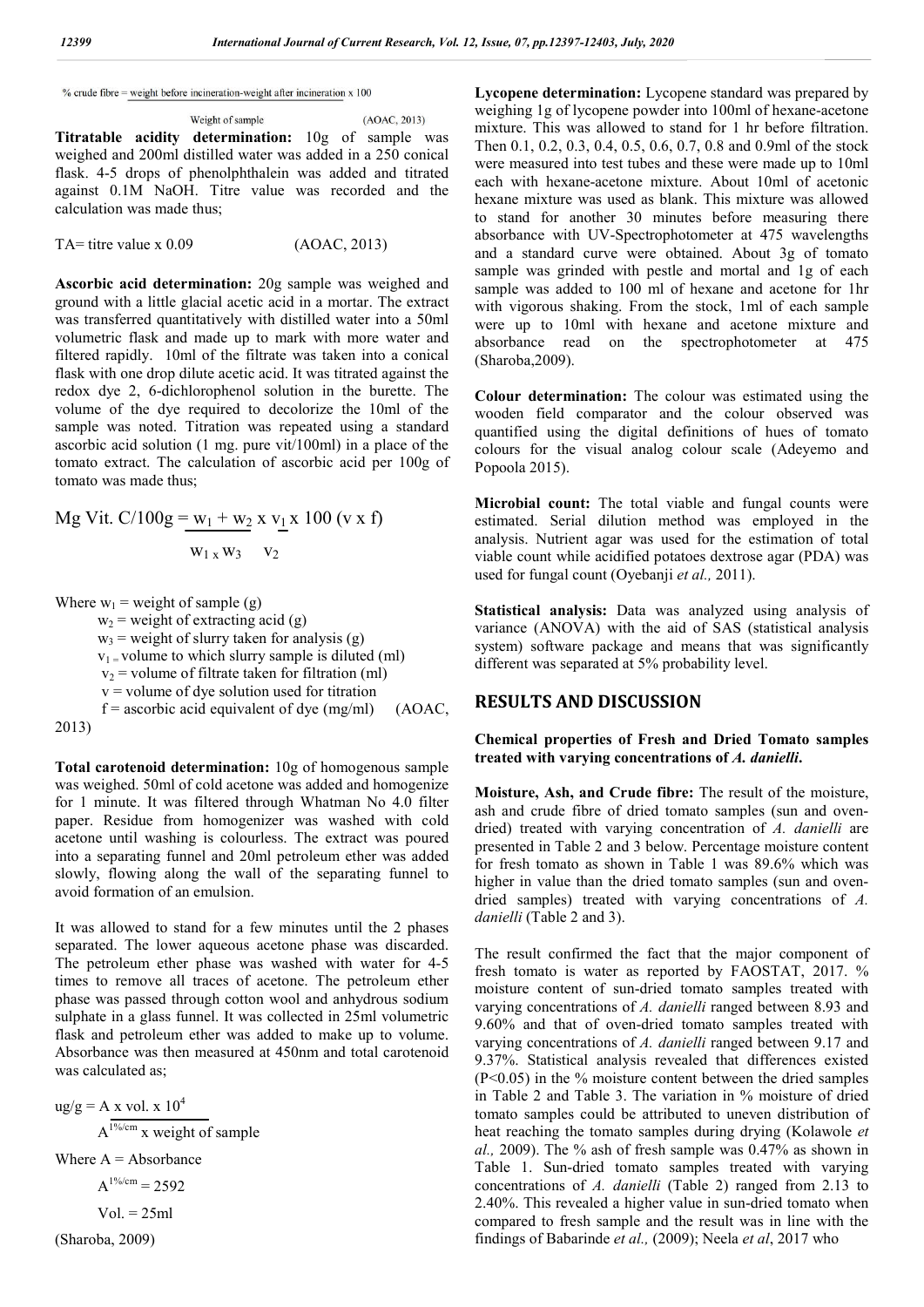$$\% \text{ crude fibre} = \frac{\text{weight before incineration} - \text{weight after incineration}}{\text{Weight of sample}} \times 100 \quad \text{(AOAC, 2013)}$$

**Titratable acidity determination:** 10g of sample was weighed and 200ml distilled water was added in a 250 conical flask. 4-5 drops of phenolphthalein was added and titrated against 0.1M NaOH. Titre value was recorded and the calculation was made thus;

TA= titre value x 0.09 (AOAC, 2013)

**Ascorbic acid determination:** 20g sample was weighed and ground with a little glacial acetic acid in a mortar. The extract was transferred quantitatively with distilled water into a 50ml volumetric flask and made up to mark with more water and filtered rapidly. 10ml of the filtrate was taken into a conical flask with one drop dilute acetic acid. It was titrated against the redox dye 2, 6-dichlorophenol solution in the burette. The volume of the dye required to decolorize the 10ml of the sample was noted. Titration was repeated using a standard ascorbic acid solution (1 mg. pure vit/100ml) in a place of the tomato extract. The calculation of ascorbic acid per 100g of tomato was made thus;

$$\text{Mg Vit. C/100g} = \frac{w_1 + w_2}{w_1 \times w_3} \times \frac{v_1}{v_2} \times 100 \, (v \times f)$$

Where $w_1$ = weight of sample (g)

$w_2$ = weight of extracting acid (g)

$w_3$ = weight of slurry taken for analysis (g)

$v_1$ = volume to which slurry sample is diluted (ml)

$v_2$ = volume of filtrate taken for filtration (ml)

$v$ = volume of dye solution used for titration

$f$ = ascorbic acid equivalent of dye (mg/ml) (AOAC, 2013)

**Total carotenoid determination:** 10g of homogenous sample was weighed. 50ml of cold acetone was added and homogenize for 1 minute. It was filtered through Whatman No 4.0 filter paper. Residue from homogenizer was washed with cold acetone until washing is colourless. The extract was poured into a separating funnel and 20ml petroleum ether was added slowly, flowing along the wall of the separating funnel to avoid formation of an emulsion.

It was allowed to stand for a few minutes until the 2 phases separated. The lower aqueous acetone phase was discarded. The petroleum ether phase was washed with water for 4-5 times to remove all traces of acetone. The petroleum ether phase was passed through cotton wool and anhydrous sodium sulphate in a glass funnel. It was collected in 25ml volumetric flask and petroleum ether was added to make up to volume. Absorbance was then measured at 450nm and total carotenoid was calculated as;

$$\text{ug/g} = \frac{A \times \text{vol.} \times 10^4}{A^{1\%/cm} \times \text{weight of sample}}$$

Where A = Absorbance

$A^{1\%/cm} = 2592$

Vol. = 25ml

(Sharoba, 2009)

**Lycopene determination:** Lycopene standard was prepared by weighing 1g of lycopene powder into 100ml of hexane-acetone mixture. This was allowed to stand for 1 hr before filtration. Then 0.1, 0.2, 0.3, 0.4, 0.5, 0.6, 0.7, 0.8 and 0.9ml of the stock were measured into test tubes and these were made up to 10ml each with hexane-acetone mixture. About 10ml of acetonic hexane mixture was used as blank. This mixture was allowed to stand for another 30 minutes before measuring there absorbance with UV-Spectrophotometer at 475 wavelengths and a standard curve were obtained. About 3g of tomato sample was grinded with pestle and mortal and 1g of each sample was added to 100 ml of hexane and acetone for 1hr with vigorous shaking. From the stock, 1ml of each sample were up to 10ml with hexane and acetone mixture and absorbance read on the spectrophotometer at 475 (Sharoba,2009).

**Colour determination:** The colour was estimated using the wooden field comparator and the colour observed was quantified using the digital definitions of hues of tomato colours for the visual analog colour scale (Adeyemo and Popoola 2015).

**Microbial count:** The total viable and fungal counts were estimated. Serial dilution method was employed in the analysis. Nutrient agar was used for the estimation of total viable count while acidified potatoes dextrose agar (PDA) was used for fungal count (Oyebanji *et al.,* 2011).

**Statistical analysis:** Data was analyzed using analysis of variance (ANOVA) with the aid of SAS (statistical analysis system) software package and means that was significantly different was separated at 5% probability level.

## RESULTS AND DISCUSSION

**Chemical properties of Fresh and Dried Tomato samples treated with varying concentrations of *A. danielli*.**

**Moisture, Ash, and Crude fibre:** The result of the moisture, ash and crude fibre of dried tomato samples (sun and oven-dried) treated with varying concentration of *A. danielli* are presented in Table 2 and 3 below. Percentage moisture content for fresh tomato as shown in Table 1 was 89.6% which was higher in value than the dried tomato samples (sun and oven-dried samples) treated with varying concentrations of *A. danielli* (Table 2 and 3).

The result confirmed the fact that the major component of fresh tomato is water as reported by FAOSTAT, 2017. % moisture content of sun-dried tomato samples treated with varying concentrations of *A. danielli* ranged between 8.93 and 9.60% and that of oven-dried tomato samples treated with varying concentrations of *A. danielli* ranged between 9.17 and 9.37%. Statistical analysis revealed that differences existed ($P<0.05$) in the % moisture content between the dried samples in Table 2 and Table 3. The variation in % moisture of dried tomato samples could be attributed to uneven distribution of heat reaching the tomato samples during drying (Kolawole *et al.,* 2009). The % ash of fresh sample was 0.47% as shown in Table 1. Sun-dried tomato samples treated with varying concentrations of *A. danielli* (Table 2) ranged from 2.13 to 2.40%. This revealed a higher value in sun-dried tomato when compared to fresh sample and the result was in line with the findings of Babarinde *et al.,* (2009); Neela *et al*, 2017 who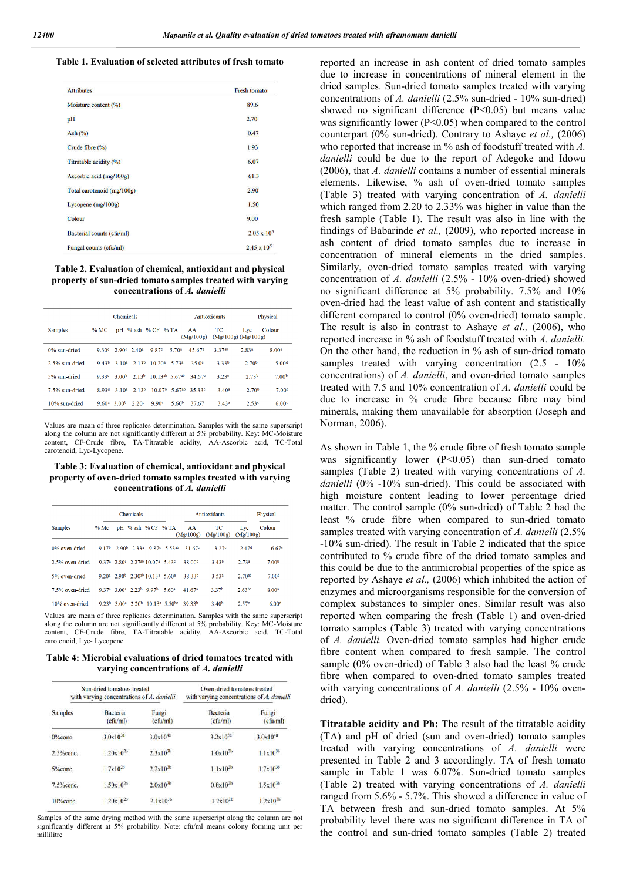**Table 1. Evaluation of selected attributes of fresh tomato**

| Attributes | Fresh tomato |
|---|---|
| Moisture content (%) | 89.6 |
| pH | 2.70 |
| Ash (%) | 0.47 |
| Crude fibre (%) | 1.93 |
| Titratable acidity (%) | 6.07 |
| Ascorbic acid (mg/100g) | 61.3 |
| Total carotenoid (mg/100g) | 2.90 |
| Lycopene (mg/100g) | 1.50 |
| Colour | 9.00 |
| Bacterial counts (cfu/ml) | 2.05 x $10^5$ |
| Fungal counts (cfu/ml) | 2.45 x $10^5$ |

**Table 2. Evaluation of chemical, antioxidant and physical property of sun-dried tomato samples treated with varying concentrations of *A. danielli***

| Samples | Chemicals | | | | | Antioxidants | | | Physical |
|---|---|---|---|---|---|---|---|---|---|
| | % MC | pH | % ash | % CF | % TA | AA (Mg/100g) | TC (Mg/100g) | Lyc (Mg/100g) | Colour |
| 0% sun-dried | 9.30[c] | 2.90[c] | 2.40[a] | 9.87[c] | 5.70[a] | 45.67[a] | 3.37[ab] | 2.83[a] | 8.00[a] |
| 2.5% sun-dried | 9.43[b] | 3.10[a] | 2.13[b] | 10.20[a] | 5.73[a] | 35.0[c] | 3.33[b] | 2.70[b] | 5.00[d] |
| 5% sun-dried | 9.33[c] | 3.00[b] | 2.13[b] | 10.13[ab] | 5.67[ab] | 34.67[c] | 3.23[c] | 2.73[b] | 7.00[b] |
| 7.5% sun-dried | 8.93[d] | 3.10[a] | 2.13[b] | 10.07[b] | 5.67[ab] | 35.33[c] | 3.40[a] | 2.70[b] | 7.00[b] |
| 10% sun-dried | 9.60[a] | 3.00[b] | 2.20[b] | 9.90[c] | 5.60[b] | 37.67 | 3.43[a] | 2.53[c] | 6.00[c] |

Values are mean of three replicates determination. Samples with the same superscript along the column are not significantly different at 5% probability. Key: MC-Moisture content, CF-Crude fibre, TA-Titratable acidity, AA-Ascorbic acid, TC-Total carotenoid, Lyc-Lycopene.

**Table 3: Evaluation of chemical, antioxidant and physical property of oven-dried tomato samples treated with varying concentrations of *A. danielli***

| Samples | Chemicals | | | | | Antioxidants | | | Physical |
|---|---|---|---|---|---|---|---|---|---|
| | % Mc | pH | % ash | % CF | % TA | AA (Mg/100g) | TC (Mg/100g) | Lyc (Mg/100g) | Colour |
| 0% oven-dried | 9.17[b] | 2.90[b] | 2.33[a] | 9.87[c] | 5.53[ab] | 31.67[c] | 3.27[c] | 2.47[d] | 6.67[c] |
| 2.5% oven-dried | 9.37[a] | 2.80[c] | 2.27[ab] | 10.07[a] | 5.43[c] | 38.00[b] | 3.43[b] | 2.73[a] | 7.00[b] |
| 5% oven-dried | 9.20[a] | 2.90[b] | 2.30[ab] | 10.13[a] | 5.60[a] | 38.33[b] | 3.53[a] | 2.70[ab] | 7.00[b] |
| 7.5% oven-dried | 9.37[a] | 3.00[a] | 2.23[b] | 9.97[b] | 5.60[a] | 41.67[a] | 3.37[b] | 2.63[bc] | 8.00[a] |
| 10% oven-dried | 9.23[b] | 3.00[a] | 2.20[b] | 10.13[a] | 5.50[bc] | 39.33[b] | 3.40[b] | 2.57[c] | 6.00[d] |

Values are mean of three replicates determination. Samples with the same superscript along the column are not significantly different at 5% probability. Key: MC-Moisture content, CF-Crude fibre, TA-Titratable acidity, AA-Ascorbic acid, TC-Total carotenoid, Lyc- Lycopene.

**Table 4: Microbial evaluations of dried tomatoes treated with varying concentrations of *A. danielli***

| Samples | Sun-dried tomatoes treated with varying concentrations of *A. danielli* | | Oven-dried tomatoes treated with varying concentrations of *A. danielli* | |
|---|---|---|---|---|
| | Bacteria (cfu/ml) | Fungi (cfu/ml) | Bacteria (cfu/ml) | Fungi (cfu/ml) |
| 0%conc. | 3.0x$10^{3a}$ | 3.0x$10^{4a}$ | 3.2x$10^{3a}$ | 3.0x$10^{4a}$ |
| 2.5%conc. | 1.20x$10^{2b}$ | 2.3x$10^{3b}$ | 1.0x$10^{2b}$ | 1.1x$10^{3b}$ |
| 5%conc. | 1.7x$10^{2b}$ | 2.2x$10^{2b}$ | 1.1x$10^{2b}$ | 1.7x$10^{3b}$ |
| 7.5%conc. | 1.50x$10^{2b}$ | 2.0x$10^{3b}$ | 0.8x$10^{2b}$ | 1.5x$10^{3b}$ |
| 10%conc. | 1.20x$10^{2b}$ | 2.1x$10^{3b}$ | 1.2x$10^{2b}$ | 1.2x$10^{2b}$ |

Samples of the same drying method with the same superscript along the column are not significantly different at 5% probability. Note: cfu/ml means colony forming unit per millilitre

reported an increase in ash content of dried tomato samples due to increase in concentrations of mineral element in the dried samples. Sun-dried tomato samples treated with varying concentrations of *A. danielli* (2.5% sun-dried - 10% sun-dried) showed no significant difference (P<0.05) but means value was significantly lower (P<0.05) when compared to the control counterpart (0% sun-dried). Contrary to Ashaye *et al.,* (2006) who reported that increase in % ash of foodstuff treated with *A. danielli* could be due to the report of Adegoke and Idowu (2006), that *A. danielli* contains a number of essential minerals elements. Likewise, % ash of oven-dried tomato samples (Table 3) treated with varying concentration of *A. danielli* which ranged from 2.20 to 2.33% was higher in value than the fresh sample (Table 1). The result was also in line with the findings of Babarinde *et al.,* (2009), who reported increase in ash content of dried tomato samples due to increase in concentration of mineral elements in the dried samples. Similarly, oven-dried tomato samples treated with varying concentration of *A. danielli* (2.5% - 10% oven-dried) showed no significant difference at 5% probability. 7.5% and 10% oven-dried had the least value of ash content and statistically different compared to control (0% oven-dried) tomato sample. The result is also in contrast to Ashaye *et al.,* (2006), who reported increase in % ash of foodstuff treated with *A. danielli.* On the other hand, the reduction in % ash of sun-dried tomato samples treated with varying concentration (2.5 - 10% concentrations) of *A. danielli*, and oven-dried tomato samples treated with 7.5 and 10% concentration of *A. danielli* could be due to increase in % crude fibre because fibre may bind minerals, making them unavailable for absorption (Joseph and Norman, 2006).

As shown in Table 1, the % crude fibre of fresh tomato sample was significantly lower (P<0.05) than sun-dried tomato samples (Table 2) treated with varying concentrations of *A. danielli* (0% -10% sun-dried). This could be associated with high moisture content leading to lower percentage dried matter. The control sample (0% sun-dried) of Table 2 had the least % crude fibre when compared to sun-dried tomato samples treated with varying concentration of *A. danielli* (2.5% -10% sun-dried). The result in Table 2 indicated that the spice contributed to % crude fibre of the dried tomato samples and this could be due to the antimicrobial properties of the spice as reported by Ashaye *et al.,* (2006) which inhibited the action of enzymes and microorganisms responsible for the conversion of complex substances to simpler ones. Similar result was also reported when comparing the fresh (Table 1) and oven-dried tomato samples (Table 3) treated with varying concentrations of *A. danielli.* Oven-dried tomato samples had higher crude fibre content when compared to fresh sample. The control sample (0% oven-dried) of Table 3 also had the least % crude fibre when compared to oven-dried tomato samples treated with varying concentrations of *A. danielli* (2.5% - 10% oven-dried).

**Titratable acidity and Ph:** The result of the titratable acidity (TA) and pH of dried (sun and oven-dried) tomato samples treated with varying concentrations of *A. danielli* were presented in Table 2 and 3 accordingly. TA of fresh tomato sample in Table 1 was 6.07%. Sun-dried tomato samples (Table 2) treated with varying concentrations of *A. danielli* ranged from 5.6% - 5.7%. This showed a difference in value of TA between fresh and sun-dried tomato samples. At 5% probability level there was no significant difference in TA of the control and sun-dried tomato samples (Table 2) treated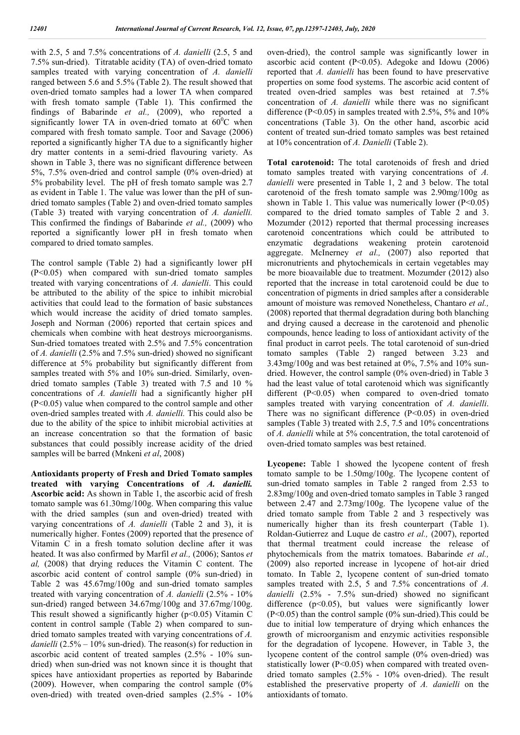with 2.5, 5 and 7.5% concentrations of *A. danielli* (2.5, 5 and 7.5% sun-dried). Titratable acidity (TA) of oven-dried tomato samples treated with varying concentration of *A. danielli* ranged between 5.6 and 5.5% (Table 2). The result showed that oven-dried tomato samples had a lower TA when compared with fresh tomato sample (Table 1). This confirmed the findings of Babarinde *et al.,* (2009), who reported a significantly lower TA in oven-dried tomato at $60^0$C when compared with fresh tomato sample. Toor and Savage (2006) reported a significantly higher TA due to a significantly higher dry matter contents in a semi-dried flavouring variety. As shown in Table 3, there was no significant difference between 5%, 7.5% oven-dried and control sample (0% oven-dried) at 5% probability level. The pH of fresh tomato sample was 2.7 as evident in Table 1. The value was lower than the pH of sun-dried tomato samples (Table 2) and oven-dried tomato samples (Table 3) treated with varying concentration of *A. danielli.* This confirmed the findings of Babarinde *et al.,* (2009) who reported a significantly lower pH in fresh tomato when compared to dried tomato samples.

The control sample (Table 2) had a significantly lower pH ($P<0.05$) when compared with sun-dried tomato samples treated with varying concentrations of *A. danielli*. This could be attributed to the ability of the spice to inhibit microbial activities that could lead to the formation of basic substances which would increase the acidity of dried tomato samples. Joseph and Norman (2006) reported that certain spices and chemicals when combine with heat destroys microorganisms. Sun-dried tomatoes treated with 2.5% and 7.5% concentration of *A. danielli* (2.5% and 7.5% sun-dried) showed no significant difference at 5% probability but significantly different from samples treated with 5% and 10% sun-dried. Similarly, oven-dried tomato samples (Table 3) treated with 7.5 and 10 % concentrations of *A. danielli* had a significantly higher pH ($P<0.05$) value when compared to the control sample and other oven-dried samples treated with *A. danielli.* This could also be due to the ability of the spice to inhibit microbial activities at an increase concentration so that the formation of basic substances that could possibly increase acidity of the dried samples will be barred (Mnkeni *et al*, 2008)

**Antioxidants property of Fresh and Dried Tomato samples treated with varying Concentrations of *A. danielli.*** **Ascorbic acid:** As shown in Table 1, the ascorbic acid of fresh tomato sample was 61.30mg/100g. When comparing this value with the dried samples (sun and oven-dried) treated with varying concentrations of *A. danielli* (Table 2 and 3), it is numerically higher. Fontes (2009) reported that the presence of Vitamin C in a fresh tomato solution decline after it was heated. It was also confirmed by Marfil *et al.,* (2006); Santos *et al,* (2008) that drying reduces the Vitamin C content. The ascorbic acid content of control sample (0% sun-dried) in Table 2 was 45.67mg/100g and sun-dried tomato samples treated with varying concentration of *A. danielli* (2.5% - 10% sun-dried) ranged between 34.67mg/100g and 37.67mg/100g. This result showed a significantly higher ($p<0.05$) Vitamin C content in control sample (Table 2) when compared to sun-dried tomato samples treated with varying concentrations of *A. danielli* (2.5% – 10% sun-dried). The reason(s) for reduction in ascorbic acid content of treated samples (2.5% - 10% sun-dried) when sun-dried was not known since it is thought that spices have antioxidant properties as reported by Babarinde (2009). However, when comparing the control sample (0% oven-dried) with treated oven-dried samples (2.5% - 10% oven-dried), the control sample was significantly lower in ascorbic acid content ($P<0.05$). Adegoke and Idowu (2006) reported that *A. danielli* has been found to have preservative properties on some food systems. The ascorbic acid content of treated oven-dried samples was best retained at 7.5% concentration of *A. danielli* while there was no significant difference ($P<0.05$) in samples treated with 2.5%, 5% and 10% concentrations (Table 3). On the other hand, ascorbic acid content of treated sun-dried tomato samples was best retained at 10% concentration of *A. Danielli* (Table 2).

**Total carotenoid:** The total carotenoids of fresh and dried tomato samples treated with varying concentrations of *A. danielli* were presented in Table 1, 2 and 3 below. The total carotenoid of the fresh tomato sample was 2.90mg/100g as shown in Table 1. This value was numerically lower ($P<0.05$) compared to the dried tomato samples of Table 2 and 3. Mozumder (2012) reported that thermal processing increases carotenoid concentrations which could be attributed to enzymatic degradations weakening protein carotenoid aggregate. McInerney *et al.,* (2007) also reported that micronutrients and phytochemicals in certain vegetables may be more bioavailable due to treatment. Mozumder (2012) also reported that the increase in total carotenoid could be due to concentration of pigments in dried samples after a considerable amount of moisture was removed Nonetheless, Chantaro *et al.,* (2008) reported that thermal degradation during both blanching and drying caused a decrease in the carotenoid and phenolic compounds, hence leading to loss of antioxidant activity of the final product in carrot peels. The total carotenoid of sun-dried tomato samples (Table 2) ranged between 3.23 and 3.43mg/100g and was best retained at 0%, 7.5% and 10% sun-dried. However, the control sample (0% oven-dried) in Table 3 had the least value of total carotenoid which was significantly different ($P<0.05$) when compared to oven-dried tomato samples treated with varying concentration of *A. danielli*. There was no significant difference ($P<0.05$) in oven-dried samples (Table 3) treated with 2.5, 7.5 and 10% concentrations of *A. danielli* while at 5% concentration, the total carotenoid of oven-dried tomato samples was best retained.

**Lycopene:** Table 1 showed the lycopene content of fresh tomato sample to be 1.50mg/100g. The lycopene content of sun-dried tomato samples in Table 2 ranged from 2.53 to 2.83mg/100g and oven-dried tomato samples in Table 3 ranged between 2.47 and 2.73mg/100g. The lycopene value of the dried tomato sample from Table 2 and 3 respectively was numerically higher than its fresh counterpart (Table 1). Roldan-Gutierrez and Luque de castro *et al.,* (2007), reported that thermal treatment could increase the release of phytochemicals from the matrix tomatoes. Babarinde *et al.,* (2009) also reported increase in lycopene of hot-air dried tomato. In Table 2, lycopene content of sun-dried tomato samples treated with 2.5, 5 and 7.5% concentrations of *A. danielli* (2.5% - 7.5% sun-dried) showed no significant difference ($p<0.05$), but values were significantly lower ($P<0.05$) than the control sample (0% sun-dried).This could be due to initial low temperature of drying which enhances the growth of microorganism and enzymic activities responsible for the degradation of lycopene. However, in Table 3, the lycopene content of the control sample (0% oven-dried) was statistically lower ($P<0.05$) when compared with treated oven-dried tomato samples (2.5% - 10% oven-dried). The result established the preservative property of *A. danielli* on the antioxidants of tomato.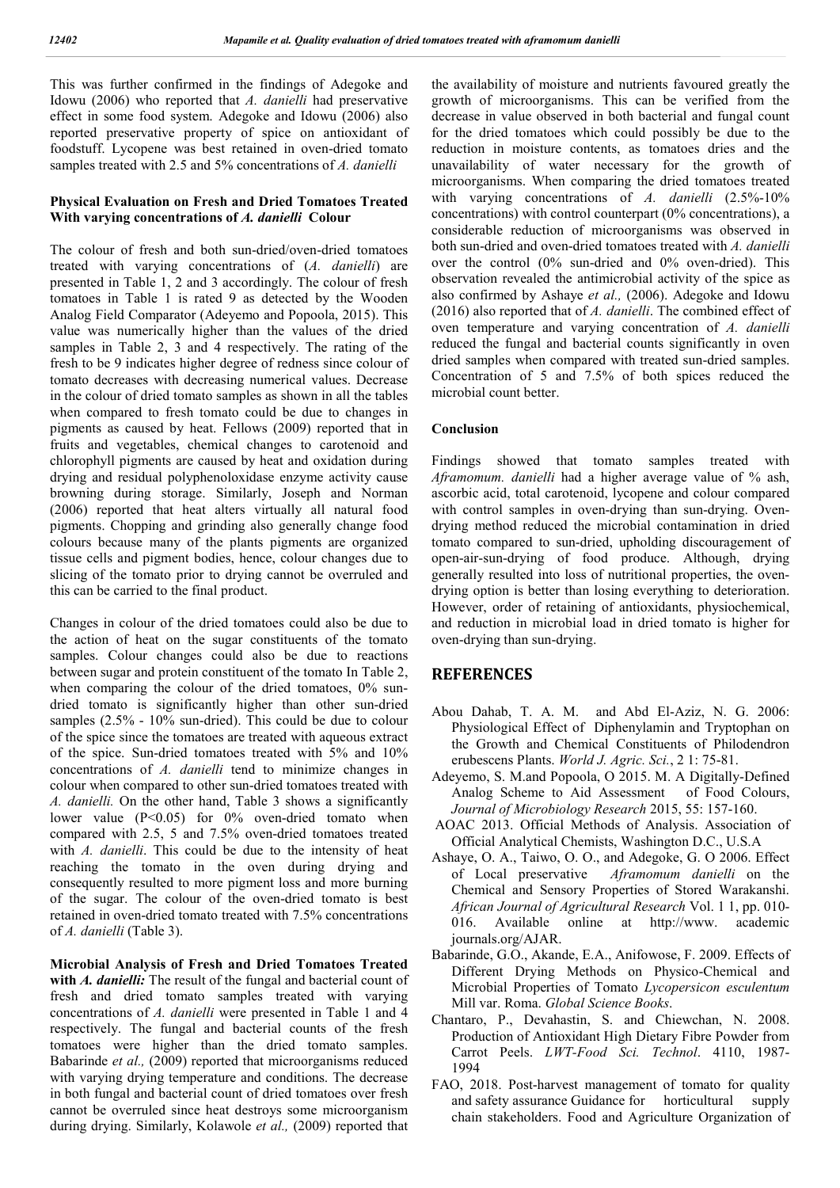This was further confirmed in the findings of Adegoke and Idowu (2006) who reported that *A. danielli* had preservative effect in some food system. Adegoke and Idowu (2006) also reported preservative property of spice on antioxidant of foodstuff. Lycopene was best retained in oven-dried tomato samples treated with 2.5 and 5% concentrations of *A. danielli*

**Physical Evaluation on Fresh and Dried Tomatoes Treated With varying concentrations of *A. danielli* Colour**

The colour of fresh and both sun-dried/oven-dried tomatoes treated with varying concentrations of (*A. danielli*) are presented in Table 1, 2 and 3 accordingly. The colour of fresh tomatoes in Table 1 is rated 9 as detected by the Wooden Analog Field Comparator (Adeyemo and Popoola, 2015). This value was numerically higher than the values of the dried samples in Table 2, 3 and 4 respectively. The rating of the fresh to be 9 indicates higher degree of redness since colour of tomato decreases with decreasing numerical values. Decrease in the colour of dried tomato samples as shown in all the tables when compared to fresh tomato could be due to changes in pigments as caused by heat. Fellows (2009) reported that in fruits and vegetables, chemical changes to carotenoid and chlorophyll pigments are caused by heat and oxidation during drying and residual polyphenoloxidase enzyme activity cause browning during storage. Similarly, Joseph and Norman (2006) reported that heat alters virtually all natural food pigments. Chopping and grinding also generally change food colours because many of the plants pigments are organized tissue cells and pigment bodies, hence, colour changes due to slicing of the tomato prior to drying cannot be overruled and this can be carried to the final product.

Changes in colour of the dried tomatoes could also be due to the action of heat on the sugar constituents of the tomato samples. Colour changes could also be due to reactions between sugar and protein constituent of the tomato In Table 2, when comparing the colour of the dried tomatoes, 0% sun-dried tomato is significantly higher than other sun-dried samples (2.5% - 10% sun-dried). This could be due to colour of the spice since the tomatoes are treated with aqueous extract of the spice. Sun-dried tomatoes treated with 5% and 10% concentrations of *A. danielli* tend to minimize changes in colour when compared to other sun-dried tomatoes treated with *A. danielli.* On the other hand, Table 3 shows a significantly lower value ($P<0.05$) for 0% oven-dried tomato when compared with 2.5, 5 and 7.5% oven-dried tomatoes treated with *A. danielli*. This could be due to the intensity of heat reaching the tomato in the oven during drying and consequently resulted to more pigment loss and more burning of the sugar. The colour of the oven-dried tomato is best retained in oven-dried tomato treated with 7.5% concentrations of *A. danielli* (Table 3).

**Microbial Analysis of Fresh and Dried Tomatoes Treated with *A. danielli:*** The result of the fungal and bacterial count of fresh and dried tomato samples treated with varying concentrations of *A. danielli* were presented in Table 1 and 4 respectively. The fungal and bacterial counts of the fresh tomatoes were higher than the dried tomato samples. Babarinde *et al.,* (2009) reported that microorganisms reduced with varying drying temperature and conditions. The decrease in both fungal and bacterial count of dried tomatoes over fresh cannot be overruled since heat destroys some microorganism during drying. Similarly, Kolawole *et al.,* (2009) reported that the availability of moisture and nutrients favoured greatly the growth of microorganisms. This can be verified from the decrease in value observed in both bacterial and fungal count for the dried tomatoes which could possibly be due to the reduction in moisture contents, as tomatoes dries and the unavailability of water necessary for the growth of microorganisms. When comparing the dried tomatoes treated with varying concentrations of *A. danielli* (2.5%-10% concentrations) with control counterpart (0% concentrations), a considerable reduction of microorganisms was observed in both sun-dried and oven-dried tomatoes treated with *A. danielli* over the control (0% sun-dried and 0% oven-dried). This observation revealed the antimicrobial activity of the spice as also confirmed by Ashaye *et al.,* (2006). Adegoke and Idowu (2016) also reported that of *A. danielli*. The combined effect of oven temperature and varying concentration of *A. danielli* reduced the fungal and bacterial counts significantly in oven dried samples when compared with treated sun-dried samples. Concentration of 5 and 7.5% of both spices reduced the microbial count better.

**Conclusion**

Findings showed that tomato samples treated with *Aframomum. danielli* had a higher average value of % ash, ascorbic acid, total carotenoid, lycopene and colour compared with control samples in oven-drying than sun-drying. Oven-drying method reduced the microbial contamination in dried tomato compared to sun-dried, upholding discouragement of open-air-sun-drying of food produce. Although, drying generally resulted into loss of nutritional properties, the oven-drying option is better than losing everything to deterioration. However, order of retaining of antioxidants, physiochemical, and reduction in microbial load in dried tomato is higher for oven-drying than sun-drying.

## REFERENCES

- Abou Dahab, T. A. M. and Abd El-Aziz, N. G. 2006: Physiological Effect of Diphenylamin and Tryptophan on the Growth and Chemical Constituents of Philodendron erubescens Plants. *World J. Agric. Sci.*, 2 1: 75-81.
- Adeyemo, S. M.and Popoola, O 2015. M. A Digitally-Defined Analog Scheme to Aid Assessment of Food Colours, *Journal of Microbiology Research* 2015, 55: 157-160.
- AOAC 2013. Official Methods of Analysis. Association of Official Analytical Chemists, Washington D.C., U.S.A
- Ashaye, O. A., Taiwo, O. O., and Adegoke, G. O 2006. Effect of Local preservative *Aframomum danielli* on the Chemical and Sensory Properties of Stored Warakanshi. *African Journal of Agricultural Research* Vol. 1 1, pp. 010-016. Available online at http://www. academic journals.org/AJAR.
- Babarinde, G.O., Akande, E.A., Anifowose, F. 2009. Effects of Different Drying Methods on Physico-Chemical and Microbial Properties of Tomato *Lycopersicon esculentum* Mill var. Roma. *Global Science Books*.
- Chantaro, P., Devahastin, S. and Chiewchan, N. 2008. Production of Antioxidant High Dietary Fibre Powder from Carrot Peels. *LWT-Food Sci. Technol*. 4110, 1987-1994
- FAO, 2018. Post-harvest management of tomato for quality and safety assurance Guidance for horticultural supply chain stakeholders. Food and Agriculture Organization of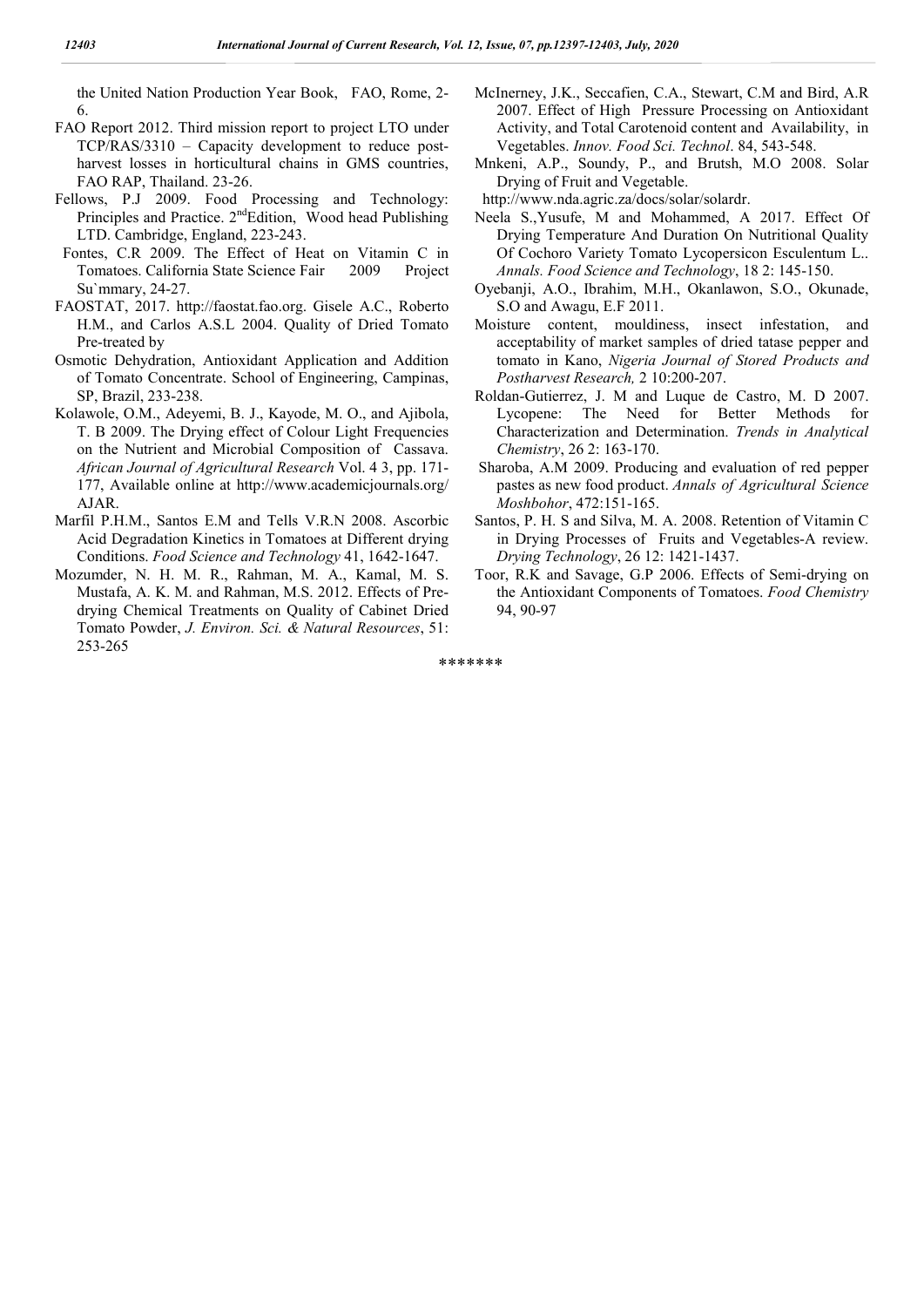the United Nation Production Year Book, FAO, Rome, 2-6.

FAO Report 2012. Third mission report to project LTO under TCP/RAS/3310 – Capacity development to reduce post-harvest losses in horticultural chains in GMS countries, FAO RAP, Thailand. 23-26.

Fellows, P.J 2009. Food Processing and Technology: Principles and Practice. 2ndEdition, Wood head Publishing LTD. Cambridge, England, 223-243.

Fontes, C.R 2009. The Effect of Heat on Vitamin C in Tomatoes. California State Science Fair 2009 Project Su`mmary, 24-27.

FAOSTAT, 2017. http://faostat.fao.org. Gisele A.C., Roberto H.M., and Carlos A.S.L 2004. Quality of Dried Tomato Pre-treated by

Osmotic Dehydration, Antioxidant Application and Addition of Tomato Concentrate. School of Engineering, Campinas, SP, Brazil, 233-238.

Kolawole, O.M., Adeyemi, B. J., Kayode, M. O., and Ajibola, T. B 2009. The Drying effect of Colour Light Frequencies on the Nutrient and Microbial Composition of Cassava. *African Journal of Agricultural Research* Vol. 4 3, pp. 171-177, Available online at http://www.academicjournals.org/AJAR.

Marfil P.H.M., Santos E.M and Tells V.R.N 2008. Ascorbic Acid Degradation Kinetics in Tomatoes at Different drying Conditions. *Food Science and Technology* 41, 1642-1647.

Mozumder, N. H. M. R., Rahman, M. A., Kamal, M. S. Mustafa, A. K. M. and Rahman, M.S. 2012. Effects of Pre-drying Chemical Treatments on Quality of Cabinet Dried Tomato Powder, *J. Environ. Sci. & Natural Resources*, 51: 253-265

McInerney, J.K., Seccafien, C.A., Stewart, C.M and Bird, A.R 2007. Effect of High Pressure Processing on Antioxidant Activity, and Total Carotenoid content and Availability, in Vegetables. *Innov. Food Sci. Technol*. 84, 543-548.

Mnkeni, A.P., Soundy, P., and Brutsh, M.O 2008. Solar Drying of Fruit and Vegetable.

http://www.nda.agric.za/docs/solar/solardr.

Neela S.,Yusufe, M and Mohammed, A 2017. Effect Of Drying Temperature And Duration On Nutritional Quality Of Cochoro Variety Tomato Lycopersicon Esculentum L.. *Annals. Food Science and Technology*, 18 2: 145-150.

Oyebanji, A.O., Ibrahim, M.H., Okanlawon, S.O., Okunade, S.O and Awagu, E.F 2011.

Moisture content, mouldiness, insect infestation, and acceptability of market samples of dried tatase pepper and tomato in Kano, *Nigeria Journal of Stored Products and Postharvest Research,* 2 10:200-207.

Roldan-Gutierrez, J. M and Luque de Castro, M. D 2007. Lycopene: The Need for Better Methods for Characterization and Determination. *Trends in Analytical Chemistry*, 26 2: 163-170.

Sharoba, A.M 2009. Producing and evaluation of red pepper pastes as new food product. *Annals of Agricultural Science Moshbohor*, 472:151-165.

Santos, P. H. S and Silva, M. A. 2008. Retention of Vitamin C in Drying Processes of Fruits and Vegetables-A review. *Drying Technology*, 26 12: 1421-1437.

Toor, R.K and Savage, G.P 2006. Effects of Semi-drying on the Antioxidant Components of Tomatoes. *Food Chemistry* 94, 90-97

*******